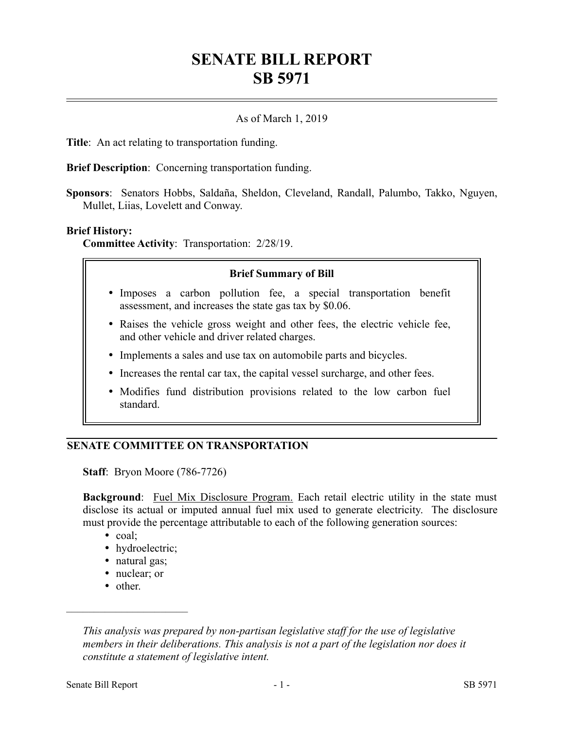# SENATE BILL REPORT
# SB 5971

As of March 1, 2019

**Title**: An act relating to transportation funding.

**Brief Description**: Concerning transportation funding.

**Sponsors**: Senators Hobbs, Saldaña, Sheldon, Cleveland, Randall, Palumbo, Takko, Nguyen, Mullet, Liias, Lovelett and Conway.

**Brief History:**

**Committee Activity**: Transportation: 2/28/19.

> **Brief Summary of Bill**
>
> - Imposes a carbon pollution fee, a special transportation benefit assessment, and increases the state gas tax by $0.06.
> - Raises the vehicle gross weight and other fees, the electric vehicle fee, and other vehicle and driver related charges.
> - Implements a sales and use tax on automobile parts and bicycles.
> - Increases the rental car tax, the capital vessel surcharge, and other fees.
> - Modifies fund distribution provisions related to the low carbon fuel standard.

## SENATE COMMITTEE ON TRANSPORTATION

**Staff**: Bryon Moore (786-7726)

**Background**: Fuel Mix Disclosure Program. Each retail electric utility in the state must disclose its actual or imputed annual fuel mix used to generate electricity. The disclosure must provide the percentage attributable to each of the following generation sources:

- coal;
- hydroelectric;
- natural gas;
- nuclear; or
- other.

---

*This analysis was prepared by non-partisan legislative staff for the use of legislative members in their deliberations. This analysis is not a part of the legislation nor does it constitute a statement of legislative intent.*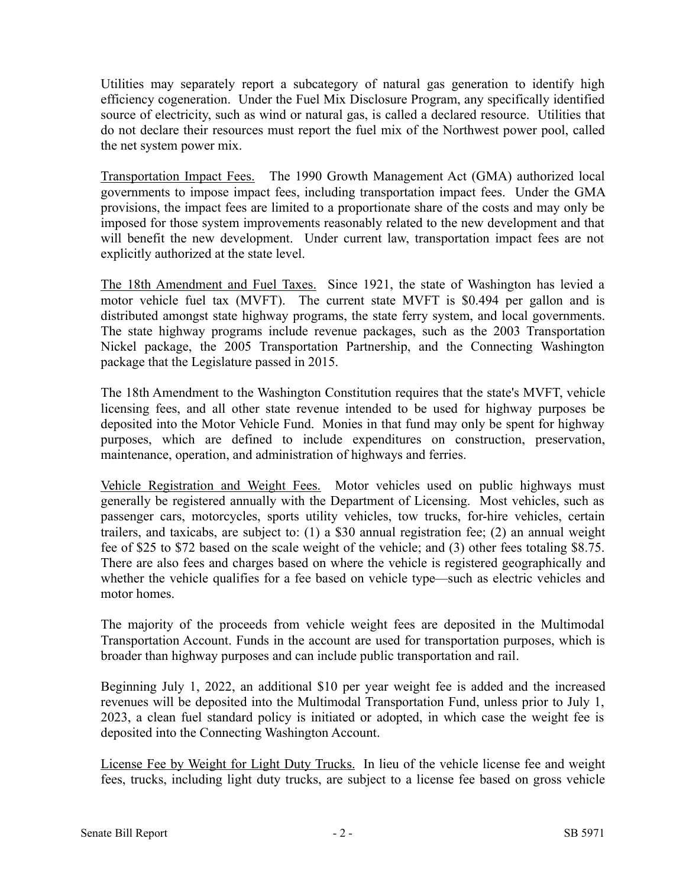Utilities may separately report a subcategory of natural gas generation to identify high efficiency cogeneration. Under the Fuel Mix Disclosure Program, any specifically identified source of electricity, such as wind or natural gas, is called a declared resource. Utilities that do not declare their resources must report the fuel mix of the Northwest power pool, called the net system power mix.

Transportation Impact Fees. The 1990 Growth Management Act (GMA) authorized local governments to impose impact fees, including transportation impact fees. Under the GMA provisions, the impact fees are limited to a proportionate share of the costs and may only be imposed for those system improvements reasonably related to the new development and that will benefit the new development. Under current law, transportation impact fees are not explicitly authorized at the state level.

The 18th Amendment and Fuel Taxes. Since 1921, the state of Washington has levied a motor vehicle fuel tax (MVFT). The current state MVFT is $0.494 per gallon and is distributed amongst state highway programs, the state ferry system, and local governments. The state highway programs include revenue packages, such as the 2003 Transportation Nickel package, the 2005 Transportation Partnership, and the Connecting Washington package that the Legislature passed in 2015.

The 18th Amendment to the Washington Constitution requires that the state's MVFT, vehicle licensing fees, and all other state revenue intended to be used for highway purposes be deposited into the Motor Vehicle Fund. Monies in that fund may only be spent for highway purposes, which are defined to include expenditures on construction, preservation, maintenance, operation, and administration of highways and ferries.

Vehicle Registration and Weight Fees. Motor vehicles used on public highways must generally be registered annually with the Department of Licensing. Most vehicles, such as passenger cars, motorcycles, sports utility vehicles, tow trucks, for-hire vehicles, certain trailers, and taxicabs, are subject to: (1) a $30 annual registration fee; (2) an annual weight fee of $25 to $72 based on the scale weight of the vehicle; and (3) other fees totaling $8.75. There are also fees and charges based on where the vehicle is registered geographically and whether the vehicle qualifies for a fee based on vehicle type—such as electric vehicles and motor homes.

The majority of the proceeds from vehicle weight fees are deposited in the Multimodal Transportation Account. Funds in the account are used for transportation purposes, which is broader than highway purposes and can include public transportation and rail.

Beginning July 1, 2022, an additional $10 per year weight fee is added and the increased revenues will be deposited into the Multimodal Transportation Fund, unless prior to July 1, 2023, a clean fuel standard policy is initiated or adopted, in which case the weight fee is deposited into the Connecting Washington Account.

License Fee by Weight for Light Duty Trucks. In lieu of the vehicle license fee and weight fees, trucks, including light duty trucks, are subject to a license fee based on gross vehicle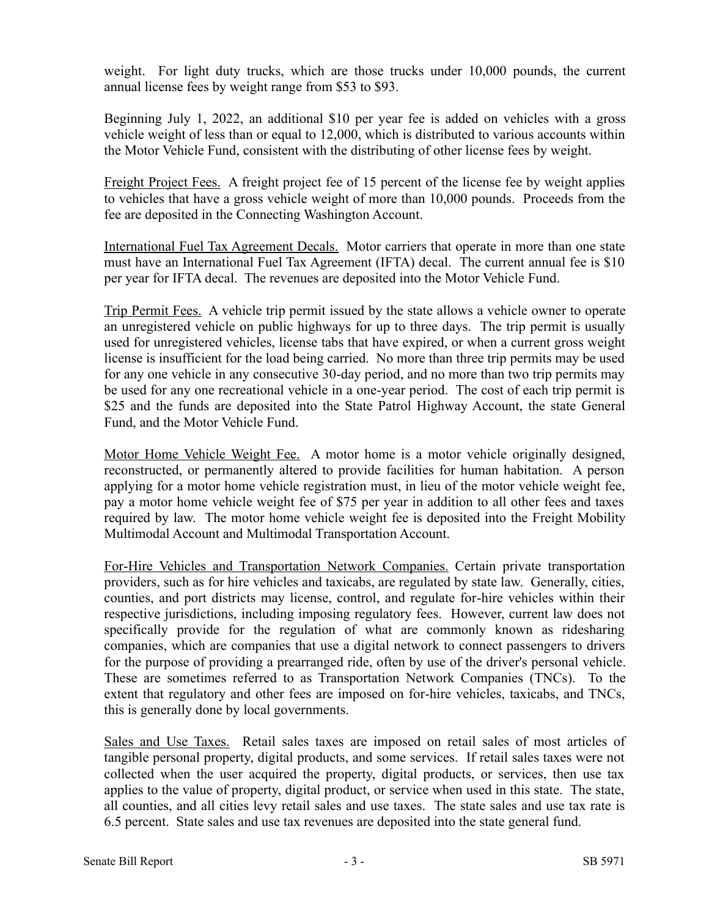weight. For light duty trucks, which are those trucks under 10,000 pounds, the current annual license fees by weight range from $53 to $93.

Beginning July 1, 2022, an additional $10 per year fee is added on vehicles with a gross vehicle weight of less than or equal to 12,000, which is distributed to various accounts within the Motor Vehicle Fund, consistent with the distributing of other license fees by weight.

Freight Project Fees. A freight project fee of 15 percent of the license fee by weight applies to vehicles that have a gross vehicle weight of more than 10,000 pounds. Proceeds from the fee are deposited in the Connecting Washington Account.

International Fuel Tax Agreement Decals. Motor carriers that operate in more than one state must have an International Fuel Tax Agreement (IFTA) decal. The current annual fee is $10 per year for IFTA decal. The revenues are deposited into the Motor Vehicle Fund.

Trip Permit Fees. A vehicle trip permit issued by the state allows a vehicle owner to operate an unregistered vehicle on public highways for up to three days. The trip permit is usually used for unregistered vehicles, license tabs that have expired, or when a current gross weight license is insufficient for the load being carried. No more than three trip permits may be used for any one vehicle in any consecutive 30-day period, and no more than two trip permits may be used for any one recreational vehicle in a one-year period. The cost of each trip permit is $25 and the funds are deposited into the State Patrol Highway Account, the state General Fund, and the Motor Vehicle Fund.

Motor Home Vehicle Weight Fee. A motor home is a motor vehicle originally designed, reconstructed, or permanently altered to provide facilities for human habitation. A person applying for a motor home vehicle registration must, in lieu of the motor vehicle weight fee, pay a motor home vehicle weight fee of $75 per year in addition to all other fees and taxes required by law. The motor home vehicle weight fee is deposited into the Freight Mobility Multimodal Account and Multimodal Transportation Account.

For-Hire Vehicles and Transportation Network Companies. Certain private transportation providers, such as for hire vehicles and taxicabs, are regulated by state law. Generally, cities, counties, and port districts may license, control, and regulate for-hire vehicles within their respective jurisdictions, including imposing regulatory fees. However, current law does not specifically provide for the regulation of what are commonly known as ridesharing companies, which are companies that use a digital network to connect passengers to drivers for the purpose of providing a prearranged ride, often by use of the driver's personal vehicle. These are sometimes referred to as Transportation Network Companies (TNCs). To the extent that regulatory and other fees are imposed on for-hire vehicles, taxicabs, and TNCs, this is generally done by local governments.

Sales and Use Taxes. Retail sales taxes are imposed on retail sales of most articles of tangible personal property, digital products, and some services. If retail sales taxes were not collected when the user acquired the property, digital products, or services, then use tax applies to the value of property, digital product, or service when used in this state. The state, all counties, and all cities levy retail sales and use taxes. The state sales and use tax rate is 6.5 percent. State sales and use tax revenues are deposited into the state general fund.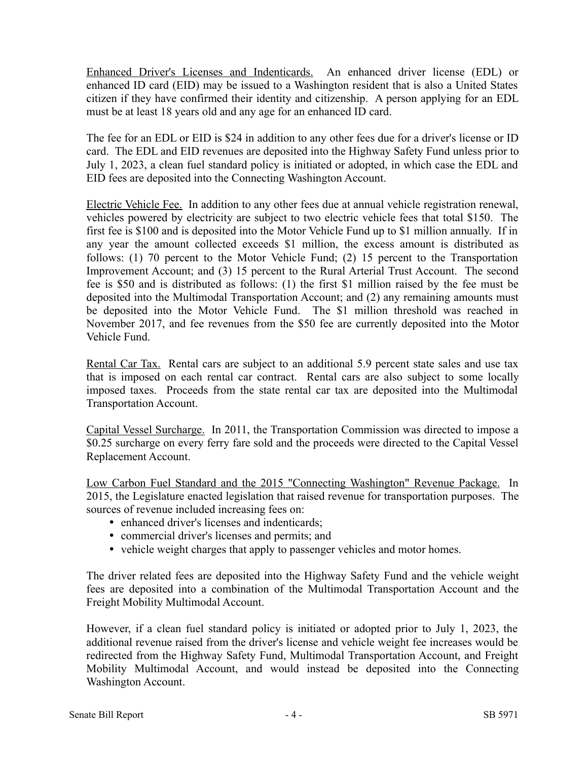Enhanced Driver's Licenses and Indenticards. An enhanced driver license (EDL) or enhanced ID card (EID) may be issued to a Washington resident that is also a United States citizen if they have confirmed their identity and citizenship. A person applying for an EDL must be at least 18 years old and any age for an enhanced ID card.

The fee for an EDL or EID is $24 in addition to any other fees due for a driver's license or ID card. The EDL and EID revenues are deposited into the Highway Safety Fund unless prior to July 1, 2023, a clean fuel standard policy is initiated or adopted, in which case the EDL and EID fees are deposited into the Connecting Washington Account.

Electric Vehicle Fee. In addition to any other fees due at annual vehicle registration renewal, vehicles powered by electricity are subject to two electric vehicle fees that total $150. The first fee is $100 and is deposited into the Motor Vehicle Fund up to $1 million annually. If in any year the amount collected exceeds $1 million, the excess amount is distributed as follows: (1) 70 percent to the Motor Vehicle Fund; (2) 15 percent to the Transportation Improvement Account; and (3) 15 percent to the Rural Arterial Trust Account. The second fee is $50 and is distributed as follows: (1) the first $1 million raised by the fee must be deposited into the Multimodal Transportation Account; and (2) any remaining amounts must be deposited into the Motor Vehicle Fund. The $1 million threshold was reached in November 2017, and fee revenues from the $50 fee are currently deposited into the Motor Vehicle Fund.

Rental Car Tax. Rental cars are subject to an additional 5.9 percent state sales and use tax that is imposed on each rental car contract. Rental cars are also subject to some locally imposed taxes. Proceeds from the state rental car tax are deposited into the Multimodal Transportation Account.

Capital Vessel Surcharge. In 2011, the Transportation Commission was directed to impose a $0.25 surcharge on every ferry fare sold and the proceeds were directed to the Capital Vessel Replacement Account.

Low Carbon Fuel Standard and the 2015 "Connecting Washington" Revenue Package. In 2015, the Legislature enacted legislation that raised revenue for transportation purposes. The sources of revenue included increasing fees on:

- enhanced driver's licenses and indenticards;
- commercial driver's licenses and permits; and
- vehicle weight charges that apply to passenger vehicles and motor homes.

The driver related fees are deposited into the Highway Safety Fund and the vehicle weight fees are deposited into a combination of the Multimodal Transportation Account and the Freight Mobility Multimodal Account.

However, if a clean fuel standard policy is initiated or adopted prior to July 1, 2023, the additional revenue raised from the driver's license and vehicle weight fee increases would be redirected from the Highway Safety Fund, Multimodal Transportation Account, and Freight Mobility Multimodal Account, and would instead be deposited into the Connecting Washington Account.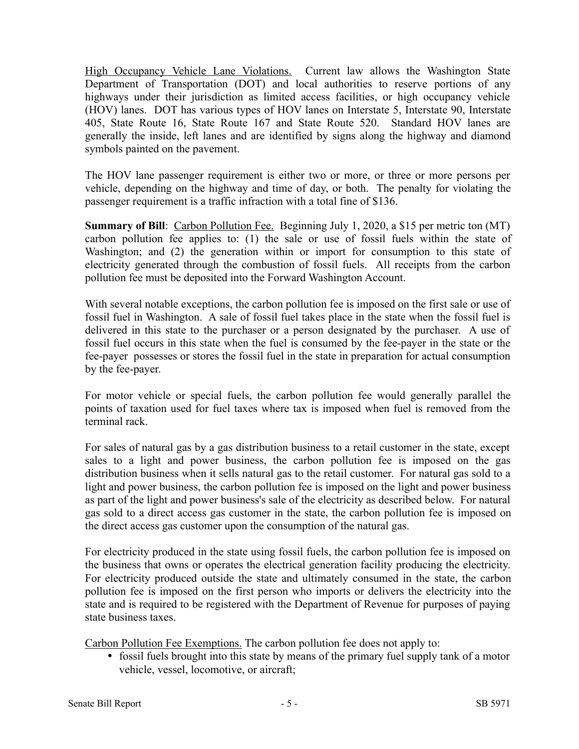High Occupancy Vehicle Lane Violations. Current law allows the Washington State Department of Transportation (DOT) and local authorities to reserve portions of any highways under their jurisdiction as limited access facilities, or high occupancy vehicle (HOV) lanes. DOT has various types of HOV lanes on Interstate 5, Interstate 90, Interstate 405, State Route 16, State Route 167 and State Route 520. Standard HOV lanes are generally the inside, left lanes and are identified by signs along the highway and diamond symbols painted on the pavement.

The HOV lane passenger requirement is either two or more, or three or more persons per vehicle, depending on the highway and time of day, or both. The penalty for violating the passenger requirement is a traffic infraction with a total fine of $136.

**Summary of Bill**: Carbon Pollution Fee. Beginning July 1, 2020, a $15 per metric ton (MT) carbon pollution fee applies to: (1) the sale or use of fossil fuels within the state of Washington; and (2) the generation within or import for consumption to this state of electricity generated through the combustion of fossil fuels. All receipts from the carbon pollution fee must be deposited into the Forward Washington Account.

With several notable exceptions, the carbon pollution fee is imposed on the first sale or use of fossil fuel in Washington. A sale of fossil fuel takes place in the state when the fossil fuel is delivered in this state to the purchaser or a person designated by the purchaser. A use of fossil fuel occurs in this state when the fuel is consumed by the fee-payer in the state or the fee-payer possesses or stores the fossil fuel in the state in preparation for actual consumption by the fee-payer.

For motor vehicle or special fuels, the carbon pollution fee would generally parallel the points of taxation used for fuel taxes where tax is imposed when fuel is removed from the terminal rack.

For sales of natural gas by a gas distribution business to a retail customer in the state, except sales to a light and power business, the carbon pollution fee is imposed on the gas distribution business when it sells natural gas to the retail customer. For natural gas sold to a light and power business, the carbon pollution fee is imposed on the light and power business as part of the light and power business's sale of the electricity as described below. For natural gas sold to a direct access gas customer in the state, the carbon pollution fee is imposed on the direct access gas customer upon the consumption of the natural gas.

For electricity produced in the state using fossil fuels, the carbon pollution fee is imposed on the business that owns or operates the electrical generation facility producing the electricity. For electricity produced outside the state and ultimately consumed in the state, the carbon pollution fee is imposed on the first person who imports or delivers the electricity into the state and is required to be registered with the Department of Revenue for purposes of paying state business taxes.

Carbon Pollution Fee Exemptions. The carbon pollution fee does not apply to:

- fossil fuels brought into this state by means of the primary fuel supply tank of a motor vehicle, vessel, locomotive, or aircraft;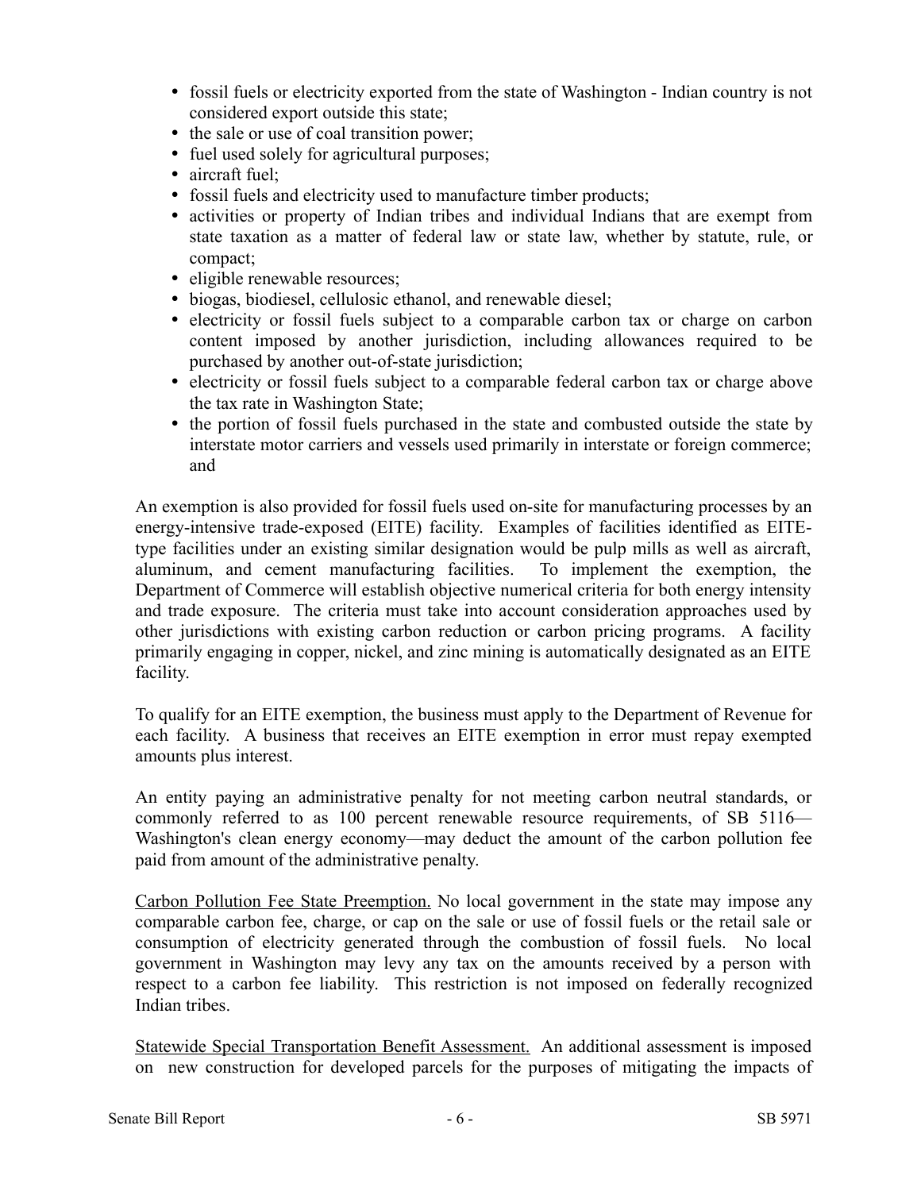- fossil fuels or electricity exported from the state of Washington - Indian country is not considered export outside this state;
- the sale or use of coal transition power;
- fuel used solely for agricultural purposes;
- aircraft fuel;
- fossil fuels and electricity used to manufacture timber products;
- activities or property of Indian tribes and individual Indians that are exempt from state taxation as a matter of federal law or state law, whether by statute, rule, or compact;
- eligible renewable resources;
- biogas, biodiesel, cellulosic ethanol, and renewable diesel;
- electricity or fossil fuels subject to a comparable carbon tax or charge on carbon content imposed by another jurisdiction, including allowances required to be purchased by another out-of-state jurisdiction;
- electricity or fossil fuels subject to a comparable federal carbon tax or charge above the tax rate in Washington State;
- the portion of fossil fuels purchased in the state and combusted outside the state by interstate motor carriers and vessels used primarily in interstate or foreign commerce; and

An exemption is also provided for fossil fuels used on-site for manufacturing processes by an energy-intensive trade-exposed (EITE) facility. Examples of facilities identified as EITE-type facilities under an existing similar designation would be pulp mills as well as aircraft, aluminum, and cement manufacturing facilities. To implement the exemption, the Department of Commerce will establish objective numerical criteria for both energy intensity and trade exposure. The criteria must take into account consideration approaches used by other jurisdictions with existing carbon reduction or carbon pricing programs. A facility primarily engaging in copper, nickel, and zinc mining is automatically designated as an EITE facility.

To qualify for an EITE exemption, the business must apply to the Department of Revenue for each facility. A business that receives an EITE exemption in error must repay exempted amounts plus interest.

An entity paying an administrative penalty for not meeting carbon neutral standards, or commonly referred to as 100 percent renewable resource requirements, of SB 5116—Washington's clean energy economy—may deduct the amount of the carbon pollution fee paid from amount of the administrative penalty.

Carbon Pollution Fee State Preemption. No local government in the state may impose any comparable carbon fee, charge, or cap on the sale or use of fossil fuels or the retail sale or consumption of electricity generated through the combustion of fossil fuels. No local government in Washington may levy any tax on the amounts received by a person with respect to a carbon fee liability. This restriction is not imposed on federally recognized Indian tribes.

Statewide Special Transportation Benefit Assessment. An additional assessment is imposed on new construction for developed parcels for the purposes of mitigating the impacts of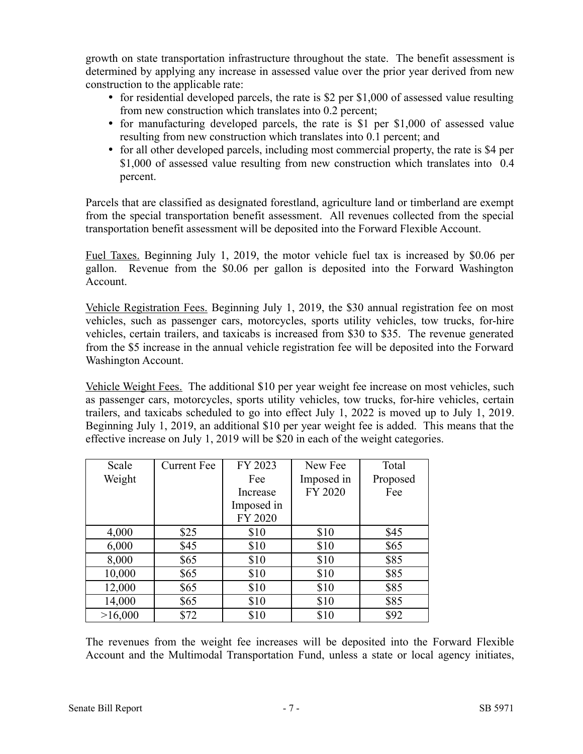growth on state transportation infrastructure throughout the state. The benefit assessment is determined by applying any increase in assessed value over the prior year derived from new construction to the applicable rate:

- for residential developed parcels, the rate is $2 per $1,000 of assessed value resulting from new construction which translates into 0.2 percent;
- for manufacturing developed parcels, the rate is $1 per $1,000 of assessed value resulting from new construction which translates into 0.1 percent; and
- for all other developed parcels, including most commercial property, the rate is $4 per $1,000 of assessed value resulting from new construction which translates into 0.4 percent.

Parcels that are classified as designated forestland, agriculture land or timberland are exempt from the special transportation benefit assessment. All revenues collected from the special transportation benefit assessment will be deposited into the Forward Flexible Account.

Fuel Taxes. Beginning July 1, 2019, the motor vehicle fuel tax is increased by $0.06 per gallon. Revenue from the $0.06 per gallon is deposited into the Forward Washington Account.

Vehicle Registration Fees. Beginning July 1, 2019, the $30 annual registration fee on most vehicles, such as passenger cars, motorcycles, sports utility vehicles, tow trucks, for-hire vehicles, certain trailers, and taxicabs is increased from $30 to $35. The revenue generated from the $5 increase in the annual vehicle registration fee will be deposited into the Forward Washington Account.

Vehicle Weight Fees. The additional $10 per year weight fee increase on most vehicles, such as passenger cars, motorcycles, sports utility vehicles, tow trucks, for-hire vehicles, certain trailers, and taxicabs scheduled to go into effect July 1, 2022 is moved up to July 1, 2019. Beginning July 1, 2019, an additional $10 per year weight fee is added. This means that the effective increase on July 1, 2019 will be $20 in each of the weight categories.

| Scale Weight | Current Fee | FY 2023 Fee Increase Imposed in FY 2020 | New Fee Imposed in FY 2020 | Total Proposed Fee |
|---|---|---|---|---|
| 4,000 | $25 | $10 | $10 | $45 |
| 6,000 | $45 | $10 | $10 | $65 |
| 8,000 | $65 | $10 | $10 | $85 |
| 10,000 | $65 | $10 | $10 | $85 |
| 12,000 | $65 | $10 | $10 | $85 |
| 14,000 | $65 | $10 | $10 | $85 |
| >16,000 | $72 | $10 | $10 | $92 |

The revenues from the weight fee increases will be deposited into the Forward Flexible Account and the Multimodal Transportation Fund, unless a state or local agency initiates,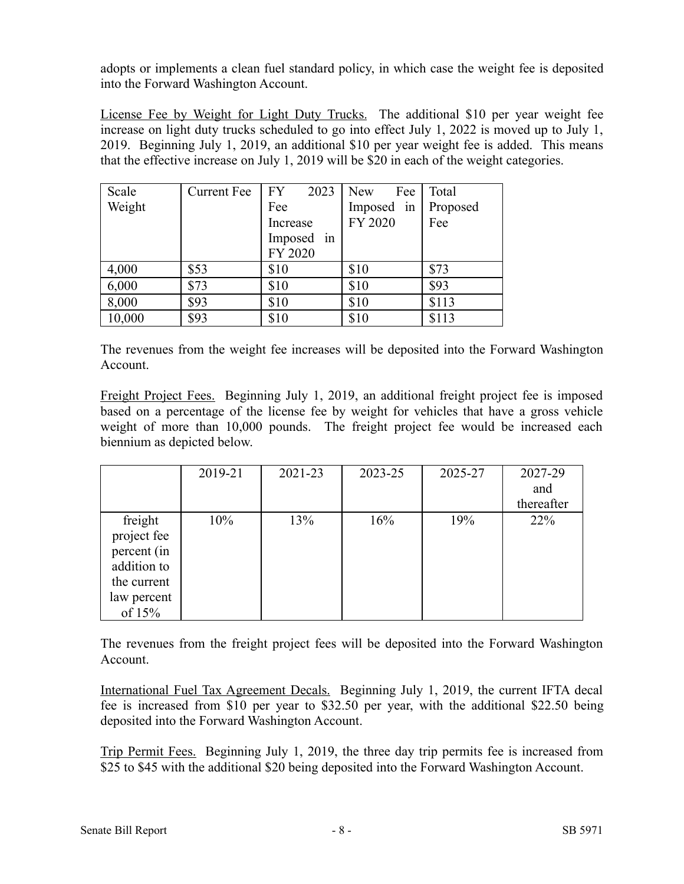adopts or implements a clean fuel standard policy, in which case the weight fee is deposited into the Forward Washington Account.

License Fee by Weight for Light Duty Trucks. The additional $10 per year weight fee increase on light duty trucks scheduled to go into effect July 1, 2022 is moved up to July 1, 2019. Beginning July 1, 2019, an additional $10 per year weight fee is added. This means that the effective increase on July 1, 2019 will be $20 in each of the weight categories.

| Scale Weight | Current Fee | FY 2023 Fee Increase Imposed in FY 2020 | New Fee Imposed in FY 2020 | Total Proposed Fee |
|---|---|---|---|---|
| 4,000 | $53 | $10 | $10 | $73 |
| 6,000 | $73 | $10 | $10 | $93 |
| 8,000 | $93 | $10 | $10 | $113 |
| 10,000 | $93 | $10 | $10 | $113 |

The revenues from the weight fee increases will be deposited into the Forward Washington Account.

Freight Project Fees. Beginning July 1, 2019, an additional freight project fee is imposed based on a percentage of the license fee by weight for vehicles that have a gross vehicle weight of more than 10,000 pounds. The freight project fee would be increased each biennium as depicted below.

| | 2019-21 | 2021-23 | 2023-25 | 2025-27 | 2027-29 and thereafter |
|---|---|---|---|---|---|
| freight project fee percent (in addition to the current law percent of 15% | 10% | 13% | 16% | 19% | 22% |

The revenues from the freight project fees will be deposited into the Forward Washington Account.

International Fuel Tax Agreement Decals. Beginning July 1, 2019, the current IFTA decal fee is increased from $10 per year to $32.50 per year, with the additional $22.50 being deposited into the Forward Washington Account.

Trip Permit Fees. Beginning July 1, 2019, the three day trip permits fee is increased from $25 to $45 with the additional $20 being deposited into the Forward Washington Account.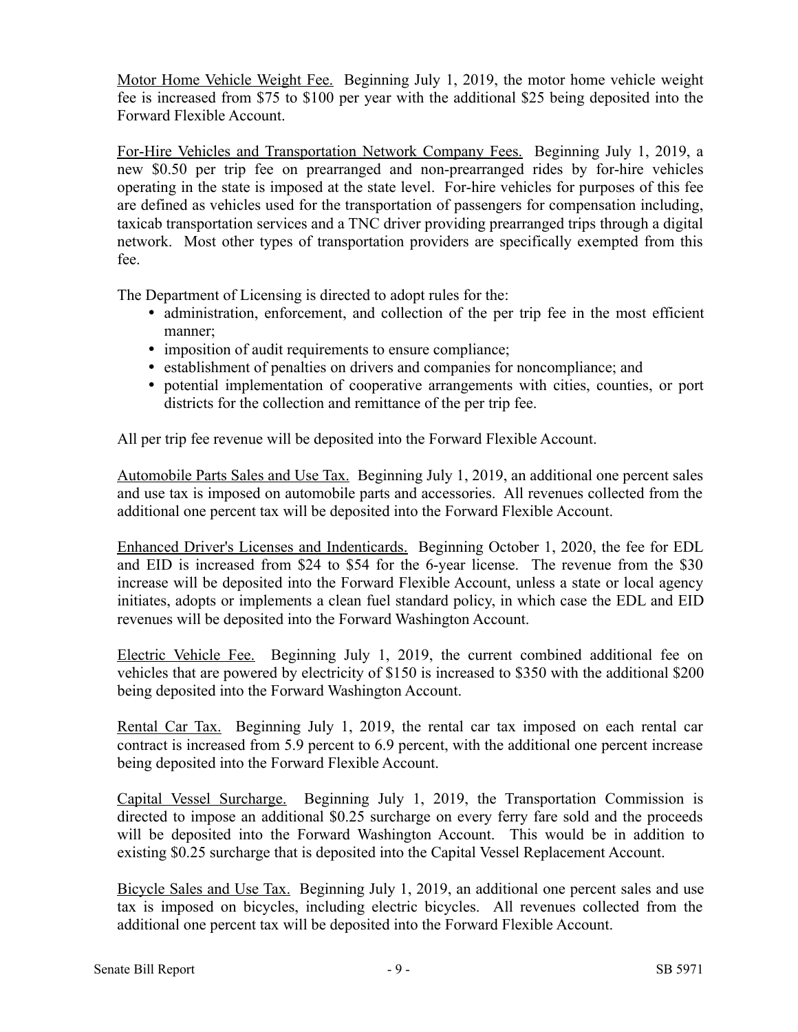Motor Home Vehicle Weight Fee. Beginning July 1, 2019, the motor home vehicle weight fee is increased from $75 to $100 per year with the additional $25 being deposited into the Forward Flexible Account.

For-Hire Vehicles and Transportation Network Company Fees. Beginning July 1, 2019, a new $0.50 per trip fee on prearranged and non-prearranged rides by for-hire vehicles operating in the state is imposed at the state level. For-hire vehicles for purposes of this fee are defined as vehicles used for the transportation of passengers for compensation including, taxicab transportation services and a TNC driver providing prearranged trips through a digital network. Most other types of transportation providers are specifically exempted from this fee.

The Department of Licensing is directed to adopt rules for the:

- administration, enforcement, and collection of the per trip fee in the most efficient manner;
- imposition of audit requirements to ensure compliance;
- establishment of penalties on drivers and companies for noncompliance; and
- potential implementation of cooperative arrangements with cities, counties, or port districts for the collection and remittance of the per trip fee.

All per trip fee revenue will be deposited into the Forward Flexible Account.

Automobile Parts Sales and Use Tax. Beginning July 1, 2019, an additional one percent sales and use tax is imposed on automobile parts and accessories. All revenues collected from the additional one percent tax will be deposited into the Forward Flexible Account.

Enhanced Driver's Licenses and Indenticards. Beginning October 1, 2020, the fee for EDL and EID is increased from $24 to $54 for the 6-year license. The revenue from the $30 increase will be deposited into the Forward Flexible Account, unless a state or local agency initiates, adopts or implements a clean fuel standard policy, in which case the EDL and EID revenues will be deposited into the Forward Washington Account.

Electric Vehicle Fee. Beginning July 1, 2019, the current combined additional fee on vehicles that are powered by electricity of $150 is increased to $350 with the additional $200 being deposited into the Forward Washington Account.

Rental Car Tax. Beginning July 1, 2019, the rental car tax imposed on each rental car contract is increased from 5.9 percent to 6.9 percent, with the additional one percent increase being deposited into the Forward Flexible Account.

Capital Vessel Surcharge. Beginning July 1, 2019, the Transportation Commission is directed to impose an additional $0.25 surcharge on every ferry fare sold and the proceeds will be deposited into the Forward Washington Account. This would be in addition to existing $0.25 surcharge that is deposited into the Capital Vessel Replacement Account.

Bicycle Sales and Use Tax. Beginning July 1, 2019, an additional one percent sales and use tax is imposed on bicycles, including electric bicycles. All revenues collected from the additional one percent tax will be deposited into the Forward Flexible Account.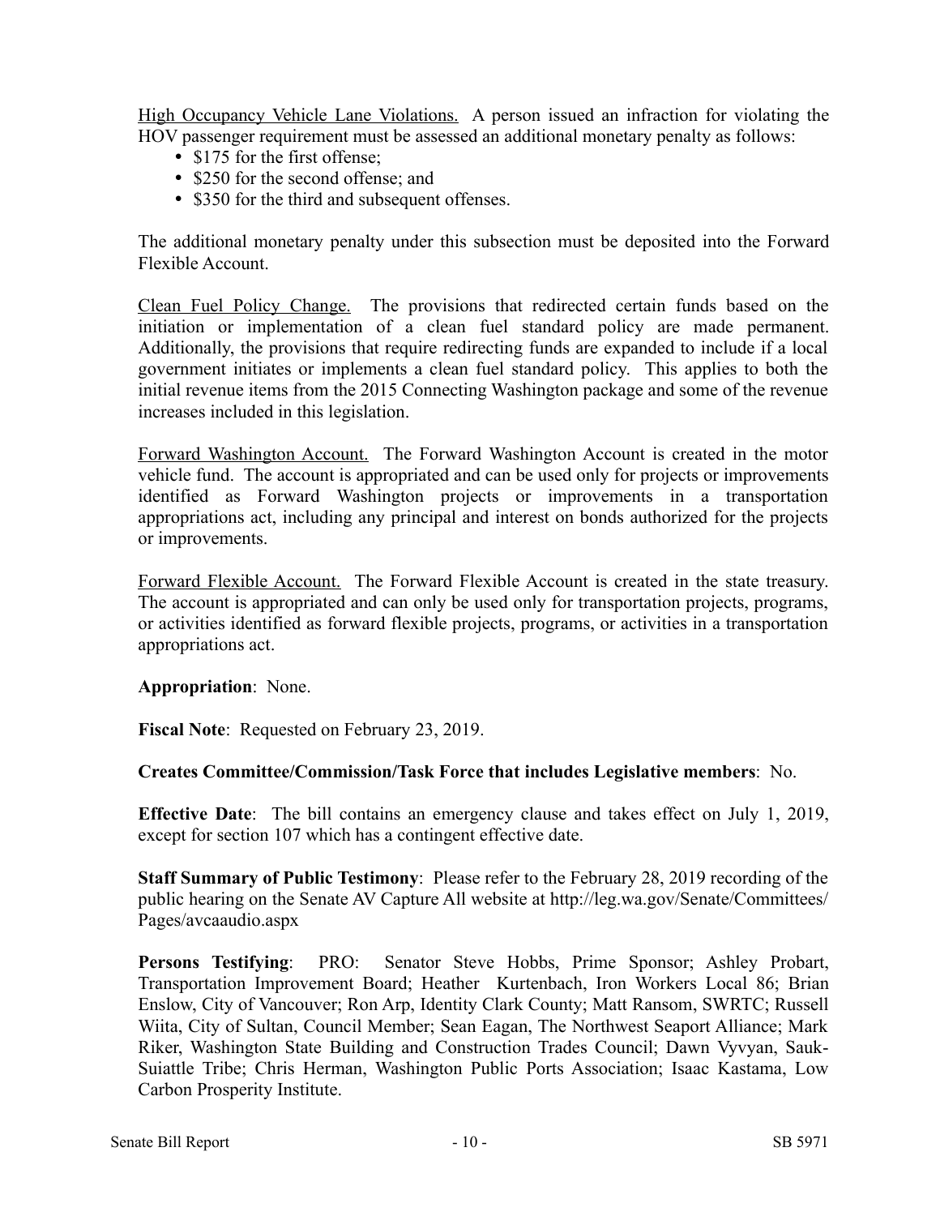High Occupancy Vehicle Lane Violations. A person issued an infraction for violating the HOV passenger requirement must be assessed an additional monetary penalty as follows:

- $175 for the first offense;
- $250 for the second offense; and
- $350 for the third and subsequent offenses.

The additional monetary penalty under this subsection must be deposited into the Forward Flexible Account.

Clean Fuel Policy Change. The provisions that redirected certain funds based on the initiation or implementation of a clean fuel standard policy are made permanent. Additionally, the provisions that require redirecting funds are expanded to include if a local government initiates or implements a clean fuel standard policy. This applies to both the initial revenue items from the 2015 Connecting Washington package and some of the revenue increases included in this legislation.

Forward Washington Account. The Forward Washington Account is created in the motor vehicle fund. The account is appropriated and can be used only for projects or improvements identified as Forward Washington projects or improvements in a transportation appropriations act, including any principal and interest on bonds authorized for the projects or improvements.

Forward Flexible Account. The Forward Flexible Account is created in the state treasury. The account is appropriated and can only be used only for transportation projects, programs, or activities identified as forward flexible projects, programs, or activities in a transportation appropriations act.

**Appropriation**: None.

**Fiscal Note**: Requested on February 23, 2019.

**Creates Committee/Commission/Task Force that includes Legislative members**: No.

**Effective Date**: The bill contains an emergency clause and takes effect on July 1, 2019, except for section 107 which has a contingent effective date.

**Staff Summary of Public Testimony**: Please refer to the February 28, 2019 recording of the public hearing on the Senate AV Capture All website at http://leg.wa.gov/Senate/Committees/Pages/avcaaudio.aspx

**Persons Testifying**: PRO: Senator Steve Hobbs, Prime Sponsor; Ashley Probart, Transportation Improvement Board; Heather Kurtenbach, Iron Workers Local 86; Brian Enslow, City of Vancouver; Ron Arp, Identity Clark County; Matt Ransom, SWRTC; Russell Wiita, City of Sultan, Council Member; Sean Eagan, The Northwest Seaport Alliance; Mark Riker, Washington State Building and Construction Trades Council; Dawn Vyvyan, Sauk-Suiattle Tribe; Chris Herman, Washington Public Ports Association; Isaac Kastama, Low Carbon Prosperity Institute.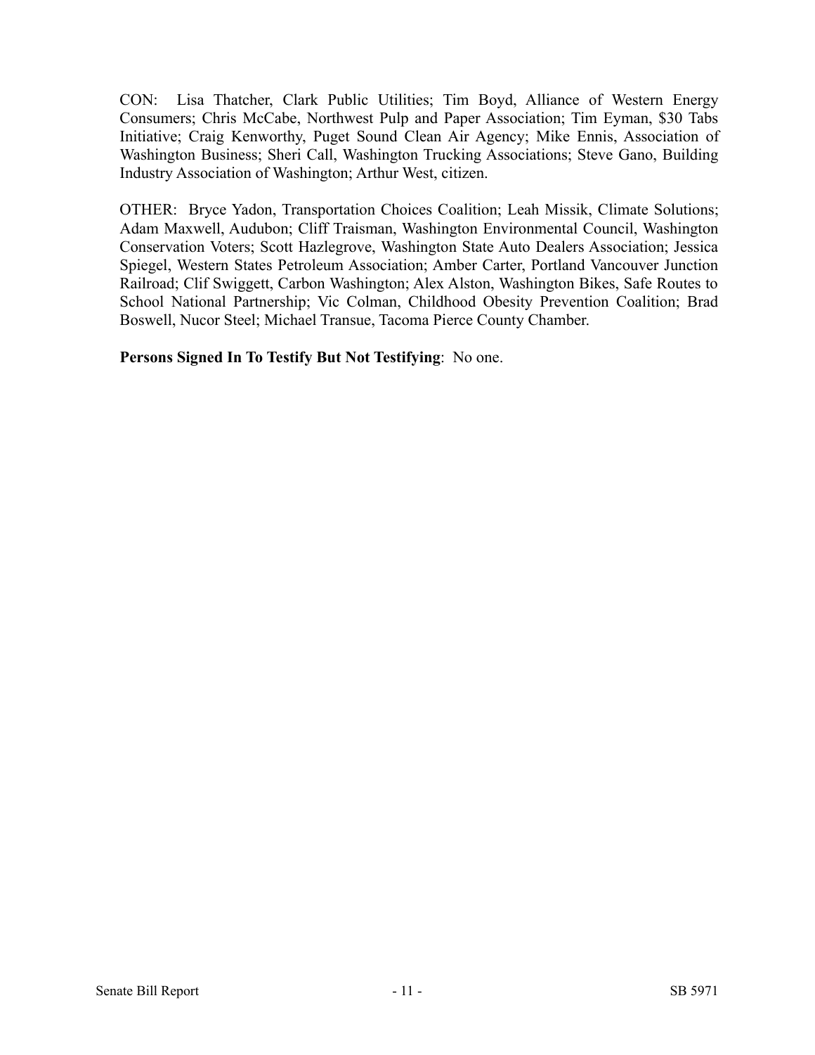CON: Lisa Thatcher, Clark Public Utilities; Tim Boyd, Alliance of Western Energy Consumers; Chris McCabe, Northwest Pulp and Paper Association; Tim Eyman, $30 Tabs Initiative; Craig Kenworthy, Puget Sound Clean Air Agency; Mike Ennis, Association of Washington Business; Sheri Call, Washington Trucking Associations; Steve Gano, Building Industry Association of Washington; Arthur West, citizen.

OTHER: Bryce Yadon, Transportation Choices Coalition; Leah Missik, Climate Solutions; Adam Maxwell, Audubon; Cliff Traisman, Washington Environmental Council, Washington Conservation Voters; Scott Hazlegrove, Washington State Auto Dealers Association; Jessica Spiegel, Western States Petroleum Association; Amber Carter, Portland Vancouver Junction Railroad; Clif Swiggett, Carbon Washington; Alex Alston, Washington Bikes, Safe Routes to School National Partnership; Vic Colman, Childhood Obesity Prevention Coalition; Brad Boswell, Nucor Steel; Michael Transue, Tacoma Pierce County Chamber.

**Persons Signed In To Testify But Not Testifying**: No one.